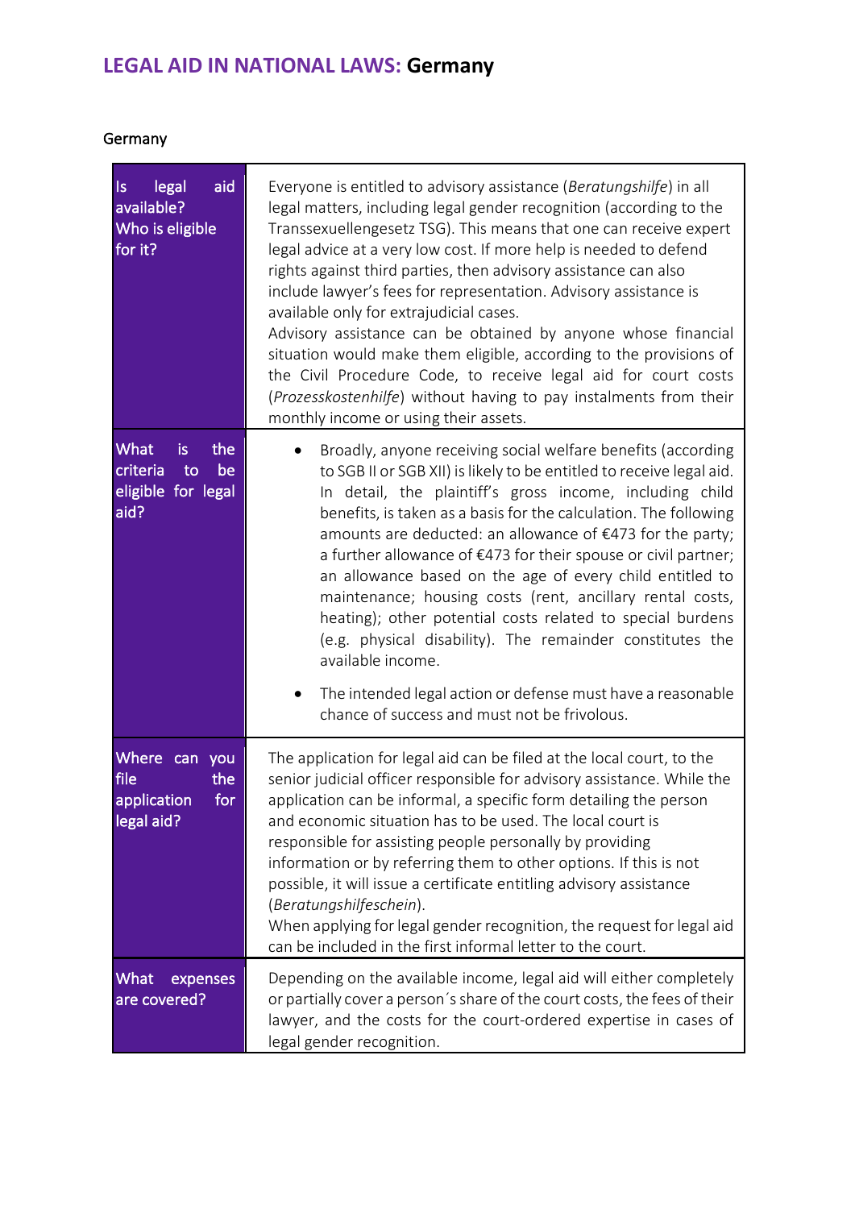# **LEGAL AID IN NATIONAL LAWS: Germany**

Germany

| Is legal aid available? Who is eligible for it? | Everyone is entitled to advisory assistance (*Beratungshilfe*) in all legal matters, including legal gender recognition (according to the Transsexuellengesetz TSG). This means that one can receive expert legal advice at a very low cost. If more help is needed to defend rights against third parties, then advisory assistance can also include lawyer's fees for representation. Advisory assistance is available only for extrajudicial cases.<br>Advisory assistance can be obtained by anyone whose financial situation would make them eligible, according to the provisions of the Civil Procedure Code, to receive legal aid for court costs (*Prozesskostenhilfe*) without having to pay instalments from their monthly income or using their assets. |
|---|---|
| What is the criteria to be eligible for legal aid? | • Broadly, anyone receiving social welfare benefits (according to SGB II or SGB XII) is likely to be entitled to receive legal aid. In detail, the plaintiff's gross income, including child benefits, is taken as a basis for the calculation. The following amounts are deducted: an allowance of €473 for the party; a further allowance of €473 for their spouse or civil partner; an allowance based on the age of every child entitled to maintenance; housing costs (rent, ancillary rental costs, heating); other potential costs related to special burdens (e.g. physical disability). The remainder constitutes the available income.<br>• The intended legal action or defense must have a reasonable chance of success and must not be frivolous. |
| Where can you file the application for legal aid? | The application for legal aid can be filed at the local court, to the senior judicial officer responsible for advisory assistance. While the application can be informal, a specific form detailing the person and economic situation has to be used. The local court is responsible for assisting people personally by providing information or by referring them to other options. If this is not possible, it will issue a certificate entitling advisory assistance (*Beratungshilfeschein*).<br>When applying for legal gender recognition, the request for legal aid can be included in the first informal letter to the court. |
| What expenses are covered? | Depending on the available income, legal aid will either completely or partially cover a person´s share of the court costs, the fees of their lawyer, and the costs for the court-ordered expertise in cases of legal gender recognition. |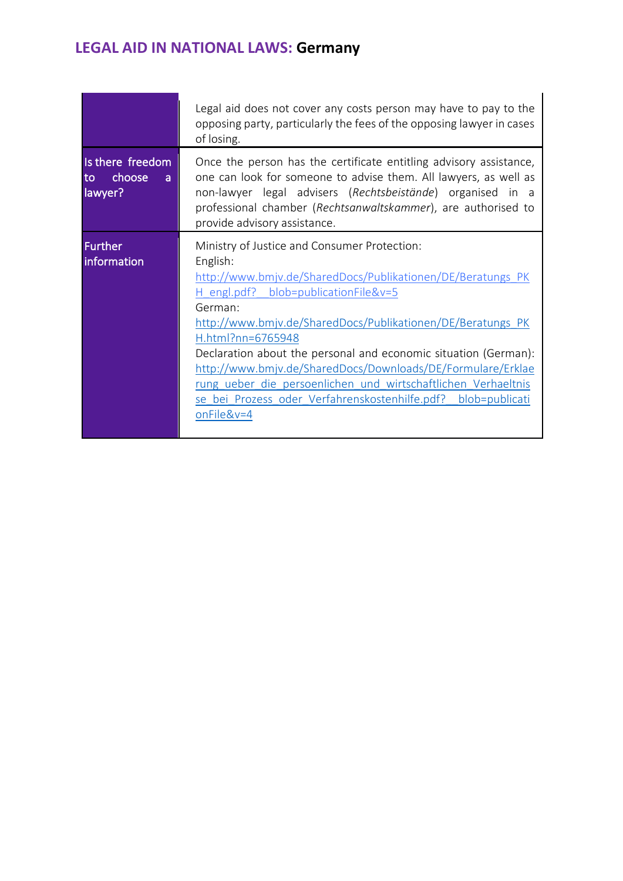## LEGAL AID IN NATIONAL LAWS: **Germany**

| | |
|---|---|
| | Legal aid does not cover any costs person may have to pay to the opposing party, particularly the fees of the opposing lawyer in cases of losing. |
| Is there freedom to choose a lawyer? | Once the person has the certificate entitling advisory assistance, one can look for someone to advise them. All lawyers, as well as non-lawyer legal advisers (*Rechtsbeistände*) organised in a professional chamber (*Rechtsanwaltskammer*), are authorised to provide advisory assistance. |
| Further information | Ministry of Justice and Consumer Protection:<br>English:<br>http://www.bmjv.de/SharedDocs/Publikationen/DE/Beratungs_PKH_engl.pdf?__blob=publicationFile&v=5<br>German:<br>http://www.bmjv.de/SharedDocs/Publikationen/DE/Beratungs_PKH.html?nn=6765948<br>Declaration about the personal and economic situation (German):<br>http://www.bmjv.de/SharedDocs/Downloads/DE/Formulare/Erklaerung_ueber_die_persoenlichen_und_wirtschaftlichen_Verhaeltnisse_bei_Prozess_oder_Verfahrenskostenhilfe.pdf?__blob=publicationFile&v=4 |